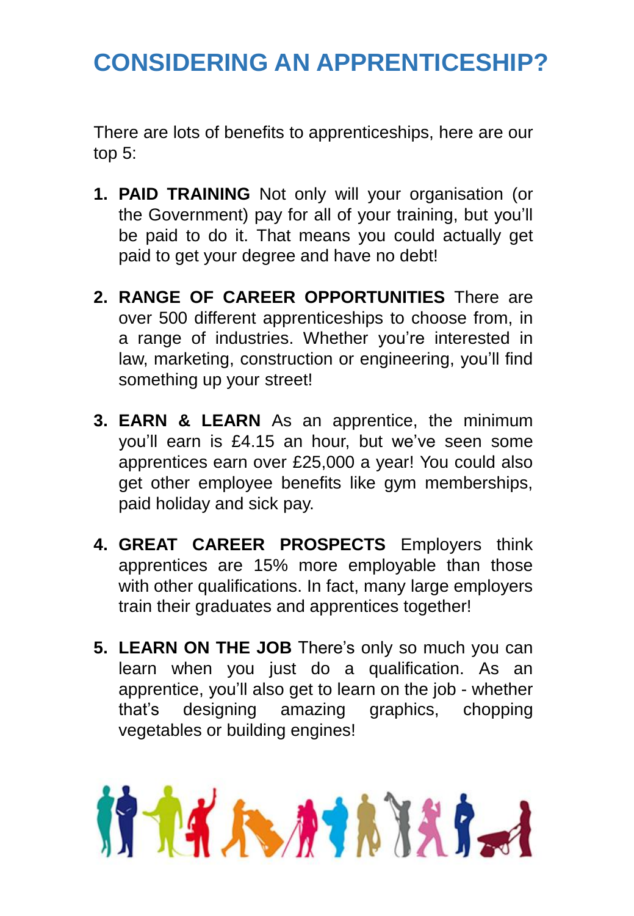# CONSIDERING AN APPRENTICESHIP?

There are lots of benefits to apprenticeships, here are our top 5:

1. **PAID TRAINING** Not only will your organisation (or the Government) pay for all of your training, but you'll be paid to do it. That means you could actually get paid to get your degree and have no debt!

2. **RANGE OF CAREER OPPORTUNITIES** There are over 500 different apprenticeships to choose from, in a range of industries. Whether you're interested in law, marketing, construction or engineering, you'll find something up your street!

3. **EARN & LEARN** As an apprentice, the minimum you'll earn is £4.15 an hour, but we've seen some apprentices earn over £25,000 a year! You could also get other employee benefits like gym memberships, paid holiday and sick pay.

4. **GREAT CAREER PROSPECTS** Employers think apprentices are 15% more employable than those with other qualifications. In fact, many large employers train their graduates and apprentices together!

5. **LEARN ON THE JOB** There's only so much you can learn when you just do a qualification. As an apprentice, you'll also get to learn on the job - whether that's designing amazing graphics, chopping vegetables or building engines!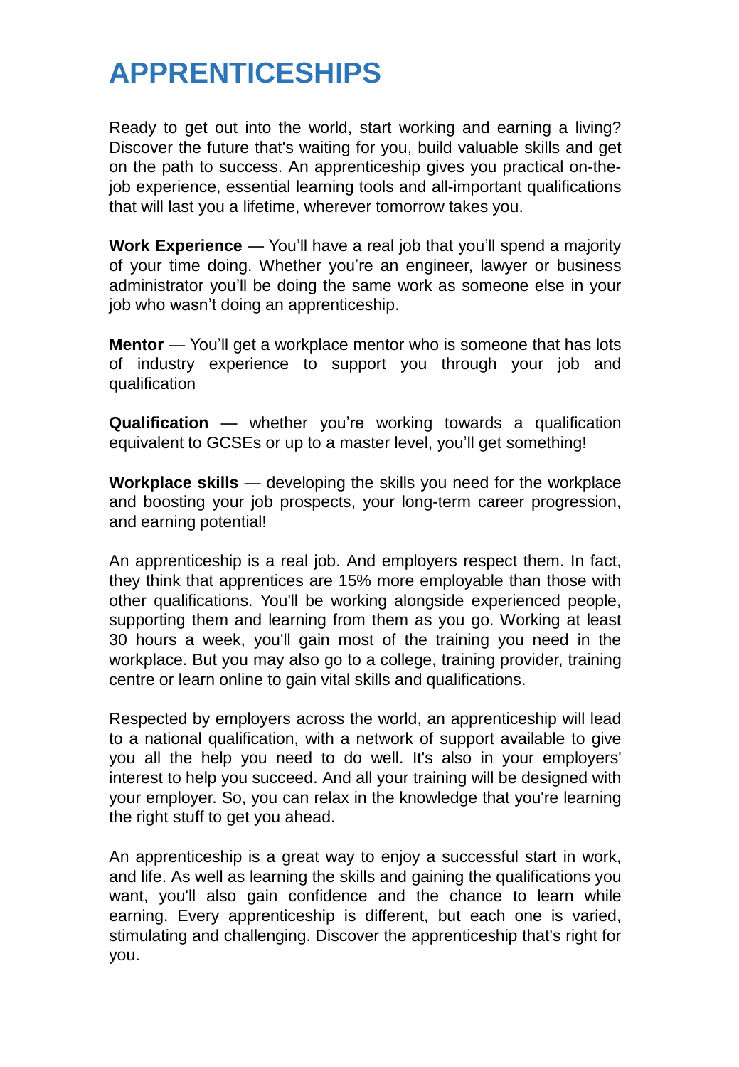# APPRENTICESHIPS

Ready to get out into the world, start working and earning a living? Discover the future that's waiting for you, build valuable skills and get on the path to success. An apprenticeship gives you practical on-the-job experience, essential learning tools and all-important qualifications that will last you a lifetime, wherever tomorrow takes you.

**Work Experience** — You'll have a real job that you'll spend a majority of your time doing. Whether you're an engineer, lawyer or business administrator you'll be doing the same work as someone else in your job who wasn't doing an apprenticeship.

**Mentor** — You'll get a workplace mentor who is someone that has lots of industry experience to support you through your job and qualification

**Qualification** — whether you're working towards a qualification equivalent to GCSEs or up to a master level, you'll get something!

**Workplace skills** — developing the skills you need for the workplace and boosting your job prospects, your long-term career progression, and earning potential!

An apprenticeship is a real job. And employers respect them. In fact, they think that apprentices are 15% more employable than those with other qualifications. You'll be working alongside experienced people, supporting them and learning from them as you go. Working at least 30 hours a week, you'll gain most of the training you need in the workplace. But you may also go to a college, training provider, training centre or learn online to gain vital skills and qualifications.

Respected by employers across the world, an apprenticeship will lead to a national qualification, with a network of support available to give you all the help you need to do well. It's also in your employers' interest to help you succeed. And all your training will be designed with your employer. So, you can relax in the knowledge that you're learning the right stuff to get you ahead.

An apprenticeship is a great way to enjoy a successful start in work, and life. As well as learning the skills and gaining the qualifications you want, you'll also gain confidence and the chance to learn while earning. Every apprenticeship is different, but each one is varied, stimulating and challenging. Discover the apprenticeship that's right for you.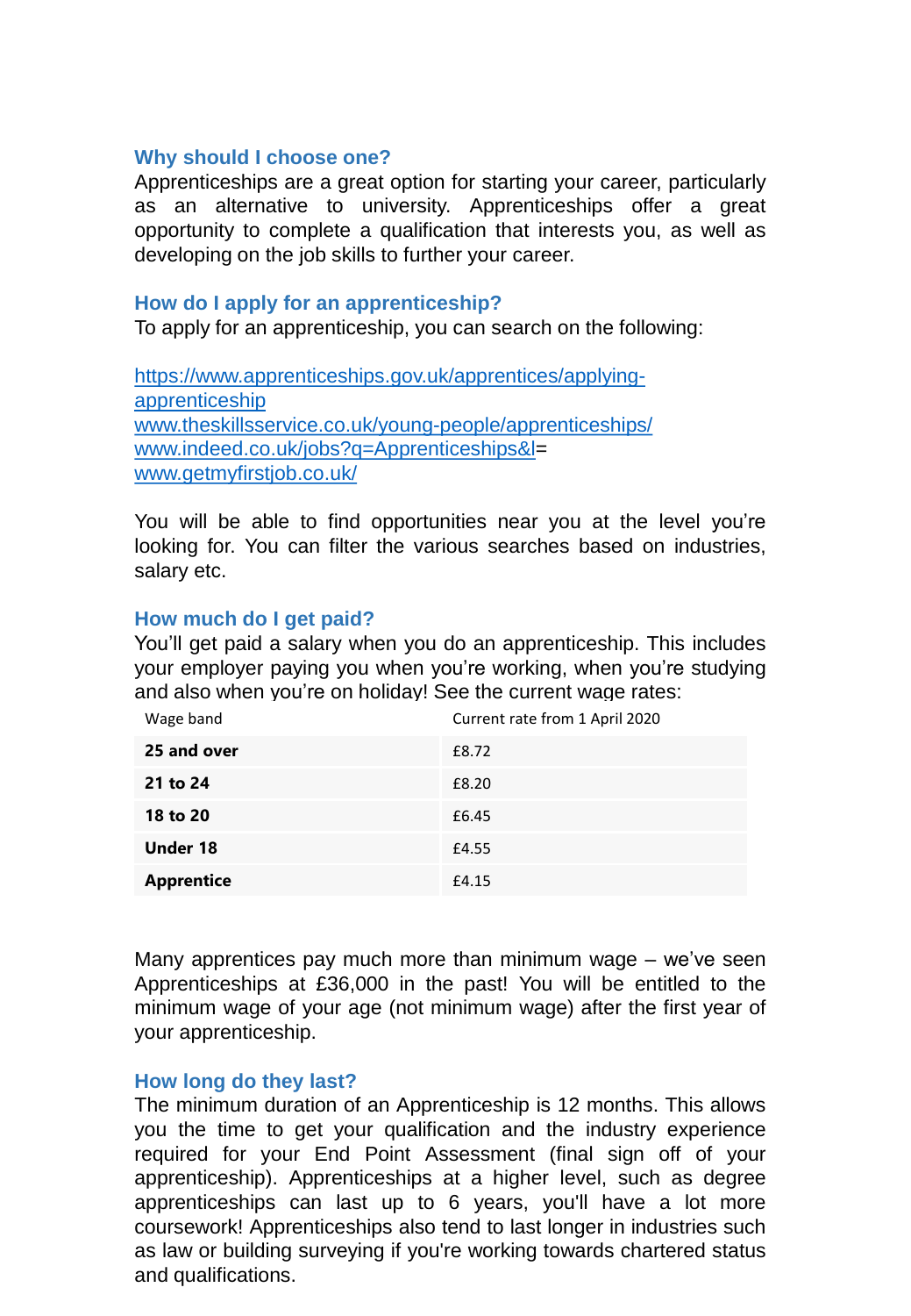## Why should I choose one?

Apprenticeships are a great option for starting your career, particularly as an alternative to university. Apprenticeships offer a great opportunity to complete a qualification that interests you, as well as developing on the job skills to further your career.

## How do I apply for an apprenticeship?

To apply for an apprenticeship, you can search on the following:

https://www.apprenticeships.gov.uk/apprentices/applying-apprenticeship
www.theskillsservice.co.uk/young-people/apprenticeships/
www.indeed.co.uk/jobs?q=Apprenticeships&l=
www.getmyfirstjob.co.uk/

You will be able to find opportunities near you at the level you're looking for. You can filter the various searches based on industries, salary etc.

## How much do I get paid?

You'll get paid a salary when you do an apprenticeship. This includes your employer paying you when you're working, when you're studying and also when you're on holiday! See the current wage rates:

| Wage band | Current rate from 1 April 2020 |
|---|---|
| **25 and over** | £8.72 |
| **21 to 24** | £8.20 |
| **18 to 20** | £6.45 |
| **Under 18** | £4.55 |
| **Apprentice** | £4.15 |

Many apprentices pay much more than minimum wage – we've seen Apprenticeships at £36,000 in the past! You will be entitled to the minimum wage of your age (not minimum wage) after the first year of your apprenticeship.

## How long do they last?

The minimum duration of an Apprenticeship is 12 months. This allows you the time to get your qualification and the industry experience required for your End Point Assessment (final sign off of your apprenticeship). Apprenticeships at a higher level, such as degree apprenticeships can last up to 6 years, you'll have a lot more coursework! Apprenticeships also tend to last longer in industries such as law or building surveying if you're working towards chartered status and qualifications.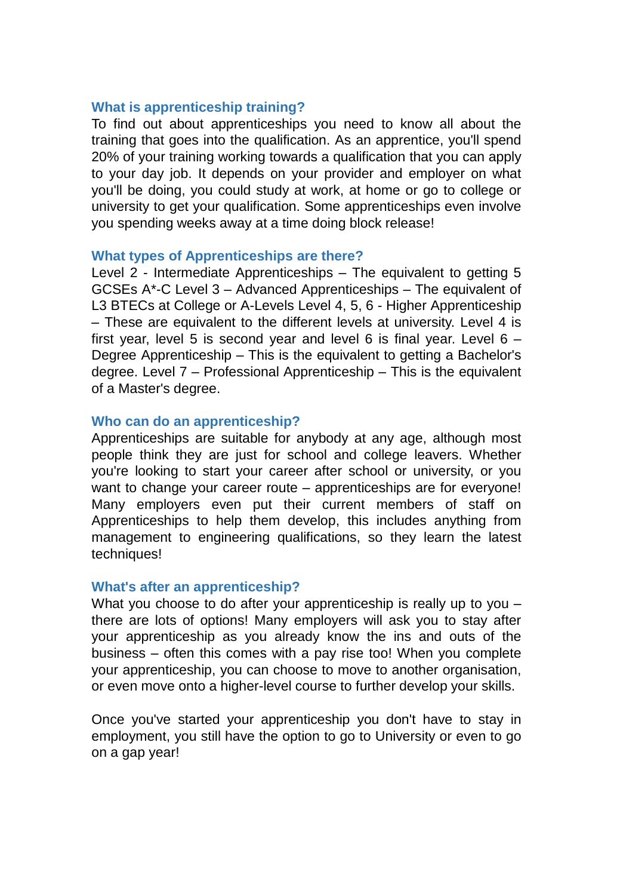### What is apprenticeship training?

To find out about apprenticeships you need to know all about the training that goes into the qualification. As an apprentice, you'll spend 20% of your training working towards a qualification that you can apply to your day job. It depends on your provider and employer on what you'll be doing, you could study at work, at home or go to college or university to get your qualification. Some apprenticeships even involve you spending weeks away at a time doing block release!

### What types of Apprenticeships are there?

Level 2 - Intermediate Apprenticeships – The equivalent to getting 5 GCSEs A*-C Level 3 – Advanced Apprenticeships – The equivalent of L3 BTECs at College or A-Levels Level 4, 5, 6 - Higher Apprenticeship – These are equivalent to the different levels at university. Level 4 is first year, level 5 is second year and level 6 is final year. Level 6 – Degree Apprenticeship – This is the equivalent to getting a Bachelor's degree. Level 7 – Professional Apprenticeship – This is the equivalent of a Master's degree.

### Who can do an apprenticeship?

Apprenticeships are suitable for anybody at any age, although most people think they are just for school and college leavers. Whether you're looking to start your career after school or university, or you want to change your career route – apprenticeships are for everyone! Many employers even put their current members of staff on Apprenticeships to help them develop, this includes anything from management to engineering qualifications, so they learn the latest techniques!

### What's after an apprenticeship?

What you choose to do after your apprenticeship is really up to you – there are lots of options! Many employers will ask you to stay after your apprenticeship as you already know the ins and outs of the business – often this comes with a pay rise too! When you complete your apprenticeship, you can choose to move to another organisation, or even move onto a higher-level course to further develop your skills.

Once you've started your apprenticeship you don't have to stay in employment, you still have the option to go to University or even to go on a gap year!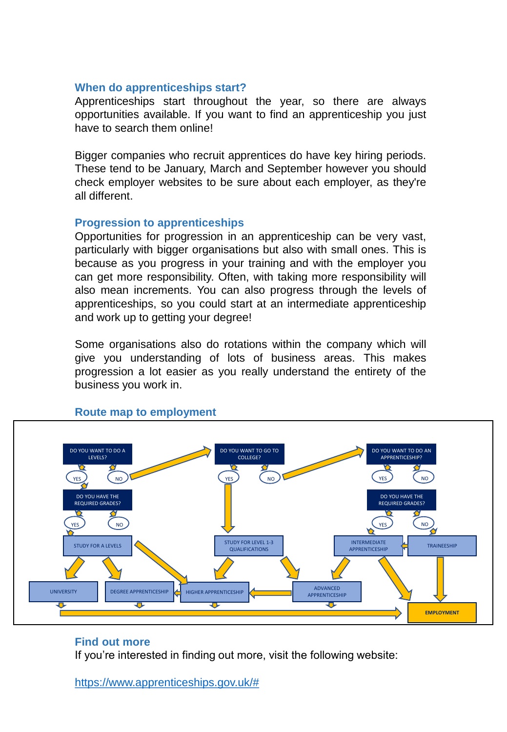## When do apprenticeships start?

Apprenticeships start throughout the year, so there are always opportunities available. If you want to find an apprenticeship you just have to search them online!

Bigger companies who recruit apprentices do have key hiring periods. These tend to be January, March and September however you should check employer websites to be sure about each employer, as they're all different.

## Progression to apprenticeships

Opportunities for progression in an apprenticeship can be very vast, particularly with bigger organisations but also with small ones. This is because as you progress in your training and with the employer you can get more responsibility. Often, with taking more responsibility will also mean increments. You can also progress through the levels of apprenticeships, so you could start at an intermediate apprenticeship and work up to getting your degree!

Some organisations also do rotations within the company which will give you understanding of lots of business areas. This makes progression a lot easier as you really understand the entirety of the business you work in.

## Route map to employment

DO YOU WANT TO DO A LEVELS?
YES
NO
DO YOU HAVE THE REQUIRED GRADES?
YES
NO
STUDY FOR A LEVELS
DO YOU WANT TO GO TO COLLEGE?
YES
NO
STUDY FOR LEVEL 1-3 QUALIFICATIONS
DO YOU WANT TO DO AN APPRENTICESHIP?
YES
NO
DO YOU HAVE THE REQUIRED GRADES?
YES
NO
INTERMEDIATE APPRENTICESHIP
TRAINEESHIP
UNIVERSITY
DEGREE APPRENTICESHIP
HIGHER APPRENTICESHIP
ADVANCED APPRENTICESHIP
EMPLOYMENT

## Find out more

If you're interested in finding out more, visit the following website:

https://www.apprenticeships.gov.uk/#